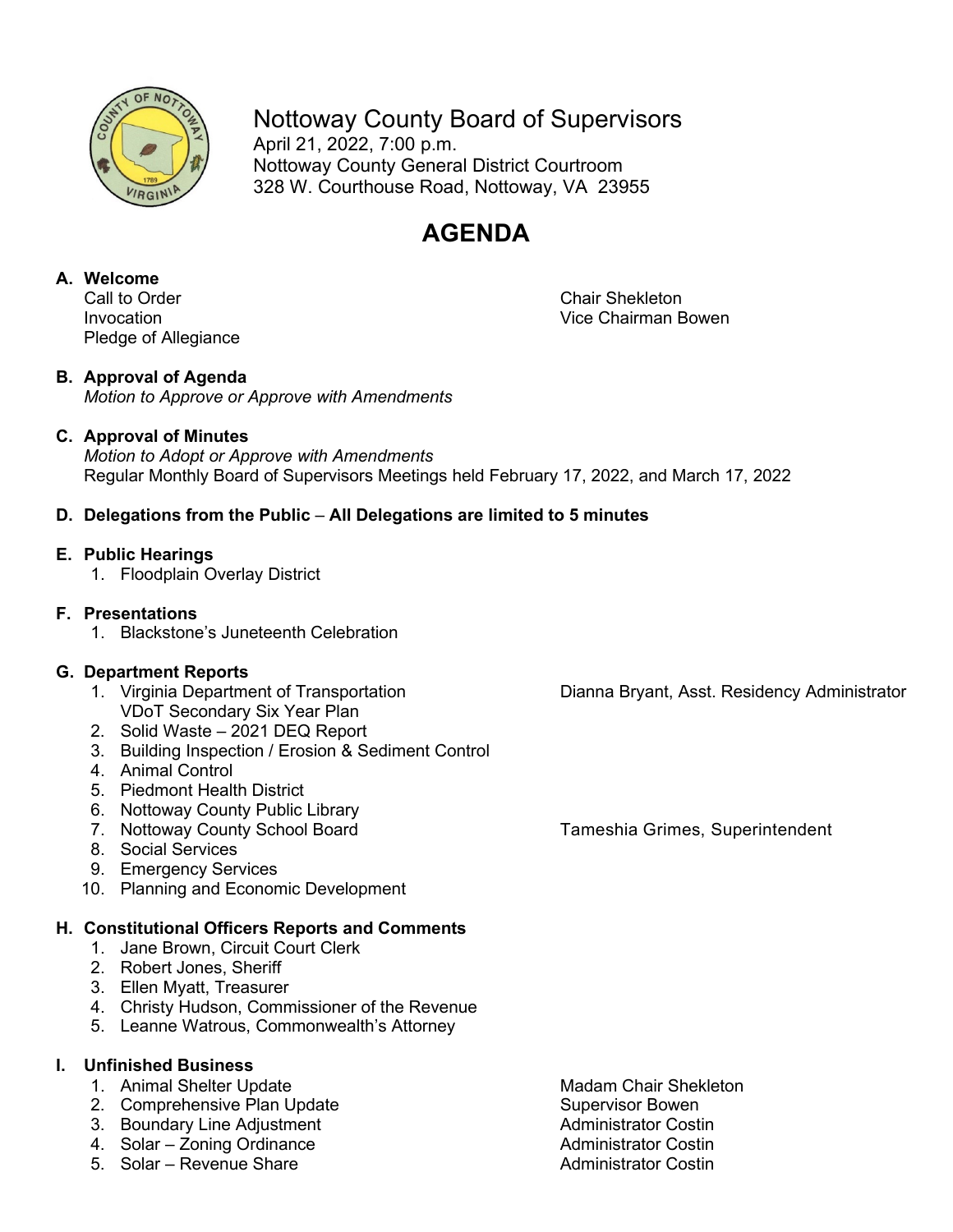# Nottoway County Board of Supervisors

April 21, 2022, 7:00 p.m.
Nottoway County General District Courtroom
328 W. Courthouse Road, Nottoway, VA 23955

## AGENDA

**A. Welcome**

Call to Order — Chair Shekleton
Invocation — Vice Chairman Bowen
Pledge of Allegiance

**B. Approval of Agenda**

*Motion to Approve or Approve with Amendments*

**C. Approval of Minutes**

*Motion to Adopt or Approve with Amendments*
Regular Monthly Board of Supervisors Meetings held February 17, 2022, and March 17, 2022

**D. Delegations from the Public – All Delegations are limited to 5 minutes**

**E. Public Hearings**

1. Floodplain Overlay District

**F. Presentations**

1. Blackstone's Juneteenth Celebration

**G. Department Reports**

1. Virginia Department of Transportation — Dianna Bryant, Asst. Residency Administrator
   VDoT Secondary Six Year Plan
2. Solid Waste – 2021 DEQ Report
3. Building Inspection / Erosion & Sediment Control
4. Animal Control
5. Piedmont Health District
6. Nottoway County Public Library
7. Nottoway County School Board — Tameshia Grimes, Superintendent
8. Social Services
9. Emergency Services
10. Planning and Economic Development

**H. Constitutional Officers Reports and Comments**

1. Jane Brown, Circuit Court Clerk
2. Robert Jones, Sheriff
3. Ellen Myatt, Treasurer
4. Christy Hudson, Commissioner of the Revenue
5. Leanne Watrous, Commonwealth's Attorney

**I. Unfinished Business**

1. Animal Shelter Update — Madam Chair Shekleton
2. Comprehensive Plan Update — Supervisor Bowen
3. Boundary Line Adjustment — Administrator Costin
4. Solar – Zoning Ordinance — Administrator Costin
5. Solar – Revenue Share — Administrator Costin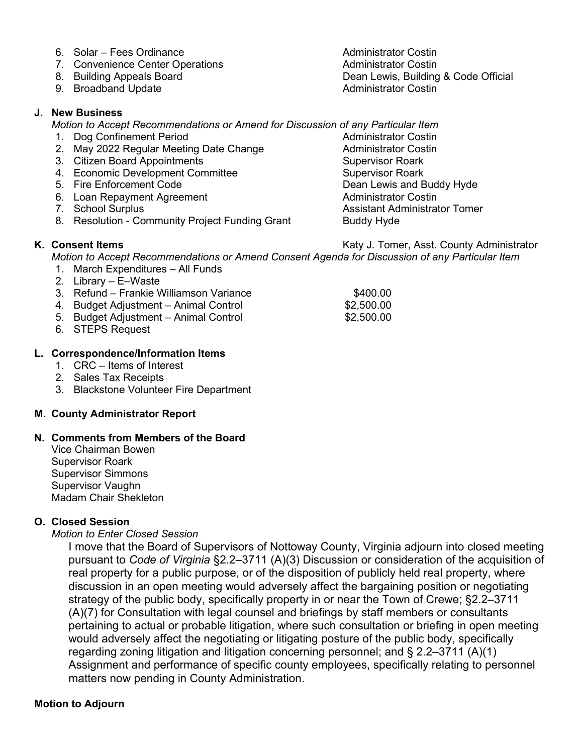6. Solar – Fees Ordinance — Administrator Costin
7. Convenience Center Operations — Administrator Costin
8. Building Appeals Board — Dean Lewis, Building & Code Official
9. Broadband Update — Administrator Costin

**J. New Business**

*Motion to Accept Recommendations or Amend for Discussion of any Particular Item*

1. Dog Confinement Period — Administrator Costin
2. May 2022 Regular Meeting Date Change — Administrator Costin
3. Citizen Board Appointments — Supervisor Roark
4. Economic Development Committee — Supervisor Roark
5. Fire Enforcement Code — Dean Lewis and Buddy Hyde
6. Loan Repayment Agreement — Administrator Costin
7. School Surplus — Assistant Administrator Tomer
8. Resolution - Community Project Funding Grant — Buddy Hyde

**K. Consent Items** — Katy J. Tomer, Asst. County Administrator

*Motion to Accept Recommendations or Amend Consent Agenda for Discussion of any Particular Item*

1. March Expenditures – All Funds
2. Library – E–Waste
3. Refund – Frankie Williamson Variance — $400.00
4. Budget Adjustment – Animal Control — $2,500.00
5. Budget Adjustment – Animal Control — $2,500.00
6. STEPS Request

**L. Correspondence/Information Items**

1. CRC – Items of Interest
2. Sales Tax Receipts
3. Blackstone Volunteer Fire Department

**M. County Administrator Report**

**N. Comments from Members of the Board**

Vice Chairman Bowen
Supervisor Roark
Supervisor Simmons
Supervisor Vaughn
Madam Chair Shekleton

**O. Closed Session**

*Motion to Enter Closed Session*

I move that the Board of Supervisors of Nottoway County, Virginia adjourn into closed meeting pursuant to *Code of Virginia* §2.2–3711 (A)(3) Discussion or consideration of the acquisition of real property for a public purpose, or of the disposition of publicly held real property, where discussion in an open meeting would adversely affect the bargaining position or negotiating strategy of the public body, specifically property in or near the Town of Crewe; §2.2–3711 (A)(7) for Consultation with legal counsel and briefings by staff members or consultants pertaining to actual or probable litigation, where such consultation or briefing in open meeting would adversely affect the negotiating or litigating posture of the public body, specifically regarding zoning litigation and litigation concerning personnel; and § 2.2–3711 (A)(1) Assignment and performance of specific county employees, specifically relating to personnel matters now pending in County Administration.

**Motion to Adjourn**